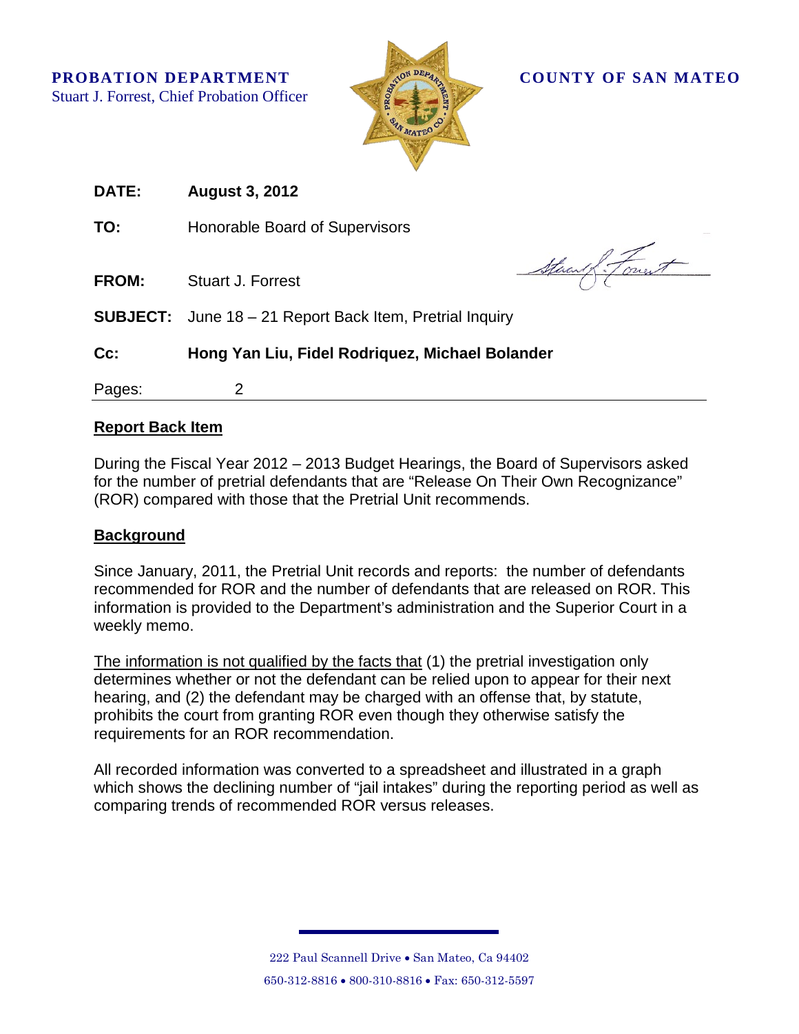**PROBATION DEPARTMENT**
Stuart J. Forrest, Chief Probation Officer

**COUNTY OF SAN MATEO**

**DATE:** **August 3, 2012**

**TO:** Honorable Board of Supervisors

**FROM:** Stuart J. Forrest

**SUBJECT:** June 18 – 21 Report Back Item, Pretrial Inquiry

**Cc:** **Hong Yan Liu, Fidel Rodriquez, Michael Bolander**

Pages: 2

---

## Report Back Item

During the Fiscal Year 2012 – 2013 Budget Hearings, the Board of Supervisors asked for the number of pretrial defendants that are "Release On Their Own Recognizance" (ROR) compared with those that the Pretrial Unit recommends.

## Background

Since January, 2011, the Pretrial Unit records and reports: the number of defendants recommended for ROR and the number of defendants that are released on ROR. This information is provided to the Department's administration and the Superior Court in a weekly memo.

The information is not qualified by the facts that (1) the pretrial investigation only determines whether or not the defendant can be relied upon to appear for their next hearing, and (2) the defendant may be charged with an offense that, by statute, prohibits the court from granting ROR even though they otherwise satisfy the requirements for an ROR recommendation.

All recorded information was converted to a spreadsheet and illustrated in a graph which shows the declining number of "jail intakes" during the reporting period as well as comparing trends of recommended ROR versus releases.

222 Paul Scannell Drive • San Mateo, Ca 94402
650-312-8816 • 800-310-8816 • Fax: 650-312-5597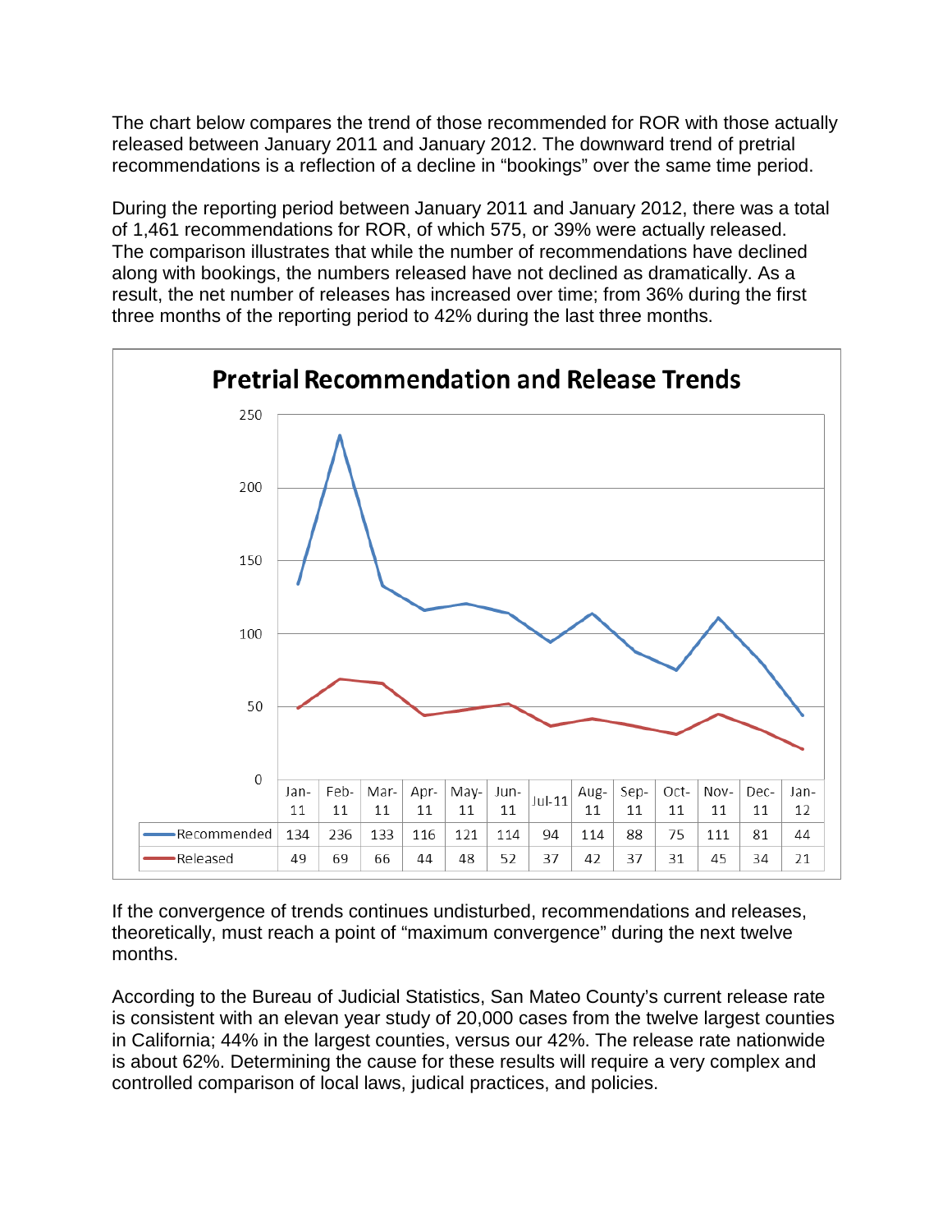The chart below compares the trend of those recommended for ROR with those actually released between January 2011 and January 2012. The downward trend of pretrial recommendations is a reflection of a decline in "bookings" over the same time period.

During the reporting period between January 2011 and January 2012, there was a total of 1,461 recommendations for ROR, of which 575, or 39% were actually released. The comparison illustrates that while the number of recommendations have declined along with bookings, the numbers released have not declined as dramatically. As a result, the net number of releases has increased over time; from 36% during the first three months of the reporting period to 42% during the last three months.

**Pretrial Recommendation and Release Trends**

250
200
150
100
50
0

Jan-11 Feb-11 Mar-11 Apr-11 May-11 Jun-11 Jul-11 Aug-11 Sep-11 Oct-11 Nov-11 Dec-11 Jan-12

Recommended 134 236 133 116 121 114 94 114 88 75 111 81 44

Released 49 69 66 44 48 52 37 42 37 31 45 34 21

If the convergence of trends continues undisturbed, recommendations and releases, theoretically, must reach a point of "maximum convergence" during the next twelve months.

According to the Bureau of Judicial Statistics, San Mateo County's current release rate is consistent with an elevan year study of 20,000 cases from the twelve largest counties in California; 44% in the largest counties, versus our 42%. The release rate nationwide is about 62%. Determining the cause for these results will require a very complex and controlled comparison of local laws, judical practices, and policies.